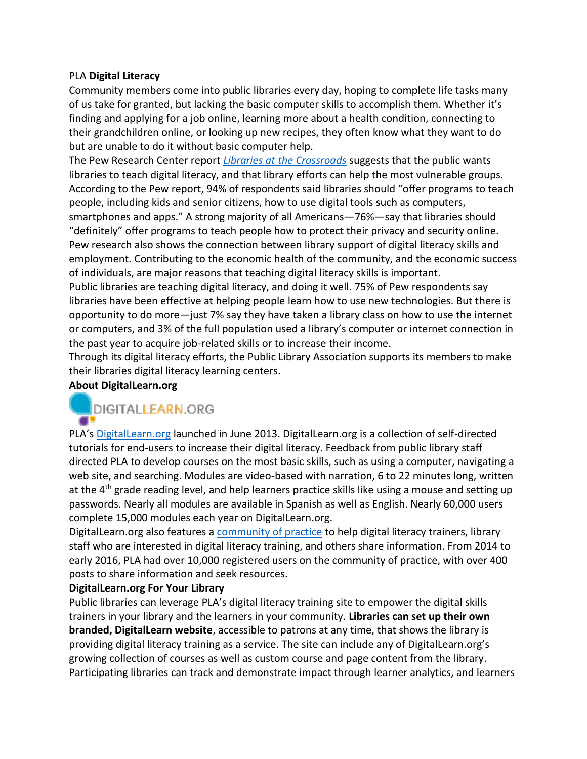PLA **Digital Literacy**

Community members come into public libraries every day, hoping to complete life tasks many of us take for granted, but lacking the basic computer skills to accomplish them. Whether it's finding and applying for a job online, learning more about a health condition, connecting to their grandchildren online, or looking up new recipes, they often know what they want to do but are unable to do it without basic computer help.

The Pew Research Center report *Libraries at the Crossroads* suggests that the public wants libraries to teach digital literacy, and that library efforts can help the most vulnerable groups. According to the Pew report, 94% of respondents said libraries should "offer programs to teach people, including kids and senior citizens, how to use digital tools such as computers, smartphones and apps." A strong majority of all Americans—76%—say that libraries should "definitely" offer programs to teach people how to protect their privacy and security online. Pew research also shows the connection between library support of digital literacy skills and employment. Contributing to the economic health of the community, and the economic success of individuals, are major reasons that teaching digital literacy skills is important.

Public libraries are teaching digital literacy, and doing it well. 75% of Pew respondents say libraries have been effective at helping people learn how to use new technologies. But there is opportunity to do more—just 7% say they have taken a library class on how to use the internet or computers, and 3% of the full population used a library's computer or internet connection in the past year to acquire job-related skills or to increase their income.

Through its digital literacy efforts, the Public Library Association supports its members to make their libraries digital literacy learning centers.

**About DigitalLearn.org**

DIGITALLEARN.ORG

PLA's DigitalLearn.org launched in June 2013. DigitalLearn.org is a collection of self-directed tutorials for end-users to increase their digital literacy. Feedback from public library staff directed PLA to develop courses on the most basic skills, such as using a computer, navigating a web site, and searching. Modules are video-based with narration, 6 to 22 minutes long, written at the 4th grade reading level, and help learners practice skills like using a mouse and setting up passwords. Nearly all modules are available in Spanish as well as English. Nearly 60,000 users complete 15,000 modules each year on DigitalLearn.org.

DigitalLearn.org also features a community of practice to help digital literacy trainers, library staff who are interested in digital literacy training, and others share information. From 2014 to early 2016, PLA had over 10,000 registered users on the community of practice, with over 400 posts to share information and seek resources.

**DigitalLearn.org For Your Library**

Public libraries can leverage PLA's digital literacy training site to empower the digital skills trainers in your library and the learners in your community. **Libraries can set up their own branded, DigitalLearn website**, accessible to patrons at any time, that shows the library is providing digital literacy training as a service. The site can include any of DigitalLearn.org's growing collection of courses as well as custom course and page content from the library. Participating libraries can track and demonstrate impact through learner analytics, and learners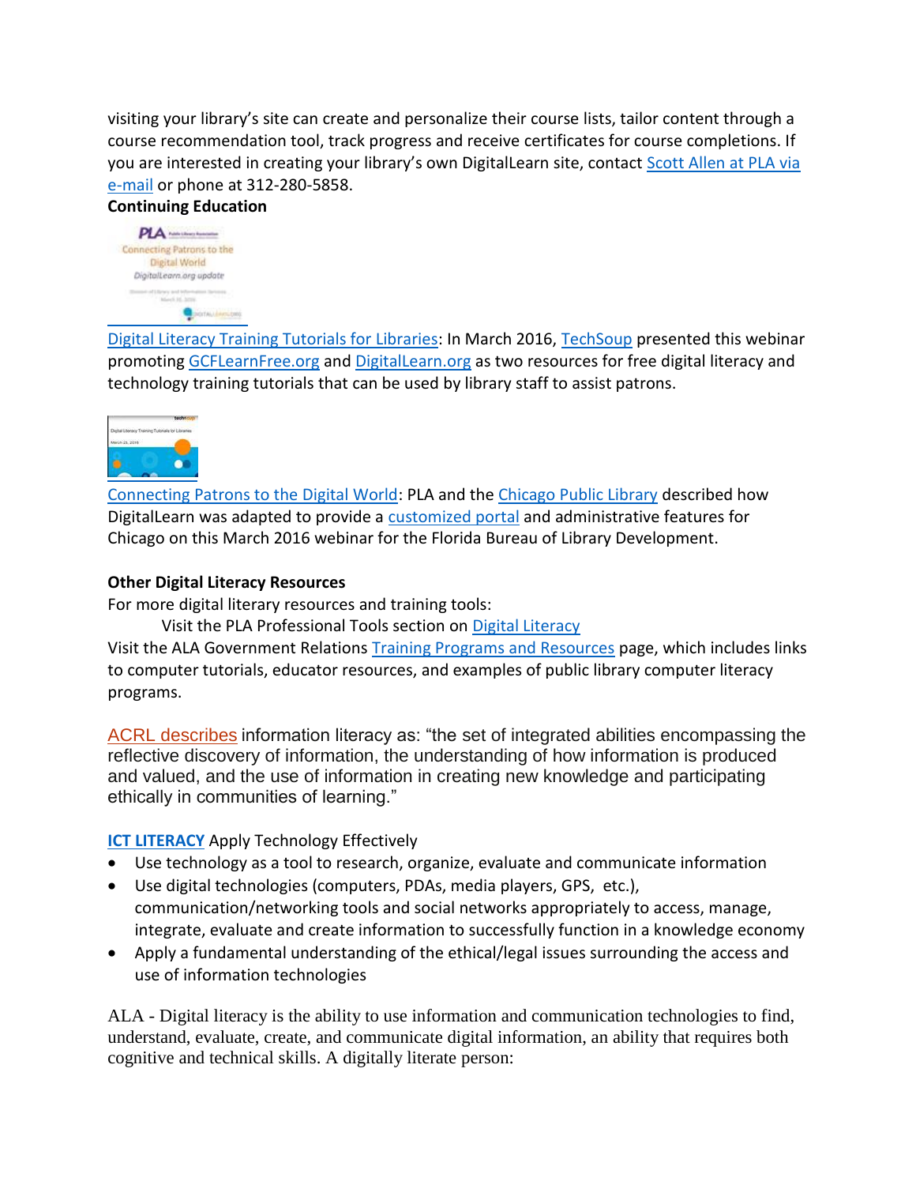visiting your library's site can create and personalize their course lists, tailor content through a course recommendation tool, track progress and receive certificates for course completions. If you are interested in creating your library's own DigitalLearn site, contact Scott Allen at PLA via e-mail or phone at 312-280-5858.

**Continuing Education**

Digital Literacy Training Tutorials for Libraries: In March 2016, TechSoup presented this webinar promoting GCFLearnFree.org and DigitalLearn.org as two resources for free digital literacy and technology training tutorials that can be used by library staff to assist patrons.

Connecting Patrons to the Digital World: PLA and the Chicago Public Library described how DigitalLearn was adapted to provide a customized portal and administrative features for Chicago on this March 2016 webinar for the Florida Bureau of Library Development.

**Other Digital Literacy Resources**

For more digital literary resources and training tools:

Visit the PLA Professional Tools section on Digital Literacy

Visit the ALA Government Relations Training Programs and Resources page, which includes links to computer tutorials, educator resources, and examples of public library computer literacy programs.

ACRL describes information literacy as: "the set of integrated abilities encompassing the reflective discovery of information, the understanding of how information is produced and valued, and the use of information in creating new knowledge and participating ethically in communities of learning."

**ICT LITERACY** Apply Technology Effectively

- Use technology as a tool to research, organize, evaluate and communicate information
- Use digital technologies (computers, PDAs, media players, GPS, etc.), communication/networking tools and social networks appropriately to access, manage, integrate, evaluate and create information to successfully function in a knowledge economy
- Apply a fundamental understanding of the ethical/legal issues surrounding the access and use of information technologies

ALA - Digital literacy is the ability to use information and communication technologies to find, understand, evaluate, create, and communicate digital information, an ability that requires both cognitive and technical skills. A digitally literate person: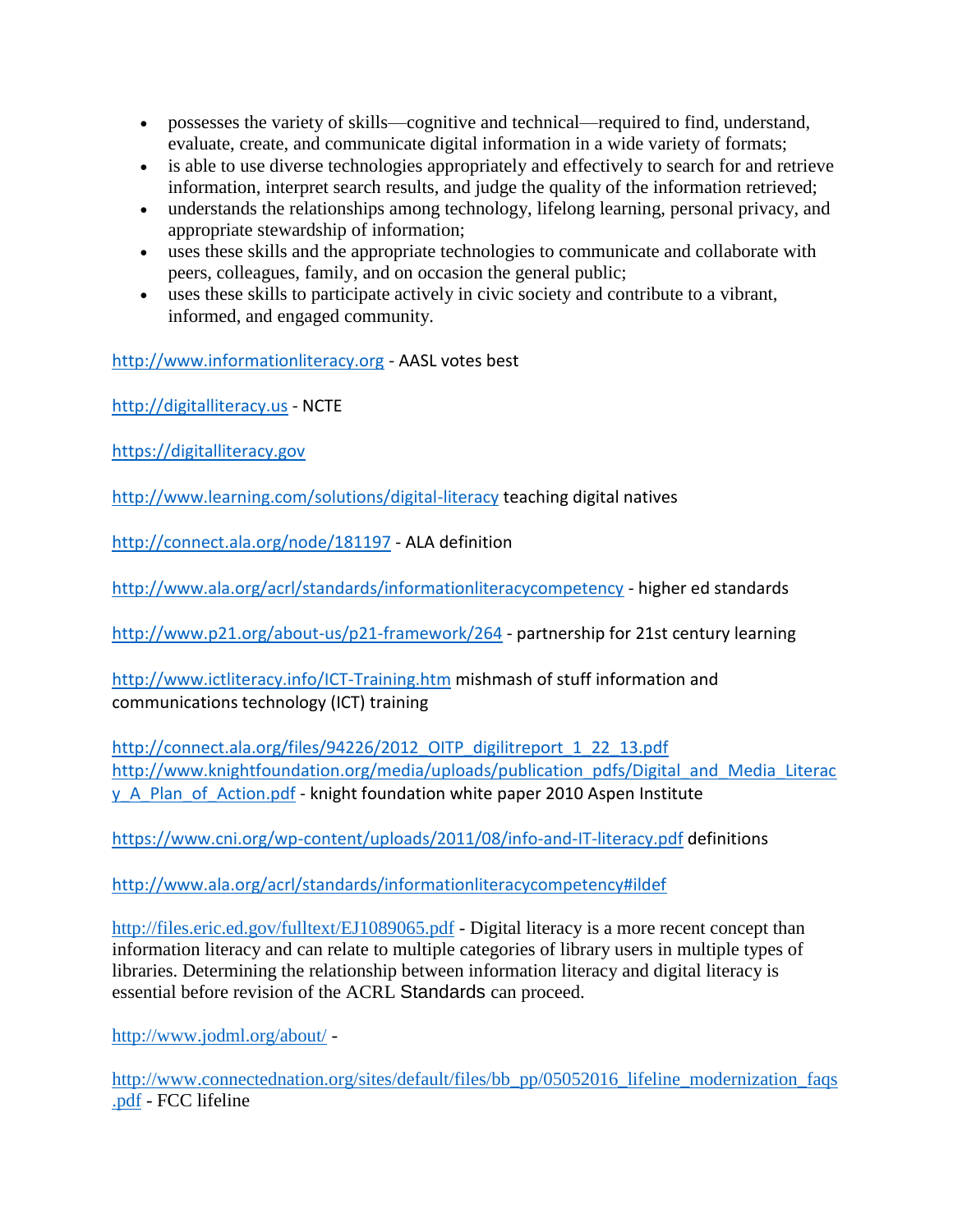- possesses the variety of skills—cognitive and technical—required to find, understand, evaluate, create, and communicate digital information in a wide variety of formats;
- is able to use diverse technologies appropriately and effectively to search for and retrieve information, interpret search results, and judge the quality of the information retrieved;
- understands the relationships among technology, lifelong learning, personal privacy, and appropriate stewardship of information;
- uses these skills and the appropriate technologies to communicate and collaborate with peers, colleagues, family, and on occasion the general public;
- uses these skills to participate actively in civic society and contribute to a vibrant, informed, and engaged community.

http://www.informationliteracy.org - AASL votes best

http://digitalliteracy.us - NCTE

https://digitalliteracy.gov

http://www.learning.com/solutions/digital-literacy teaching digital natives

http://connect.ala.org/node/181197 - ALA definition

http://www.ala.org/acrl/standards/informationliteracycompetency - higher ed standards

http://www.p21.org/about-us/p21-framework/264 - partnership for 21st century learning

http://www.ictliteracy.info/ICT-Training.htm mishmash of stuff information and communications technology (ICT) training

http://connect.ala.org/files/94226/2012_OITP_digilitreport_1_22_13.pdf
http://www.knightfoundation.org/media/uploads/publication_pdfs/Digital_and_Media_Literacy_A_Plan_of_Action.pdf - knight foundation white paper 2010 Aspen Institute

https://www.cni.org/wp-content/uploads/2011/08/info-and-IT-literacy.pdf definitions

http://www.ala.org/acrl/standards/informationliteracycompetency#ildef

http://files.eric.ed.gov/fulltext/EJ1089065.pdf - Digital literacy is a more recent concept than information literacy and can relate to multiple categories of library users in multiple types of libraries. Determining the relationship between information literacy and digital literacy is essential before revision of the ACRL Standards can proceed.

http://www.jodml.org/about/ -

http://www.connectednation.org/sites/default/files/bb_pp/05052016_lifeline_modernization_faqs.pdf - FCC lifeline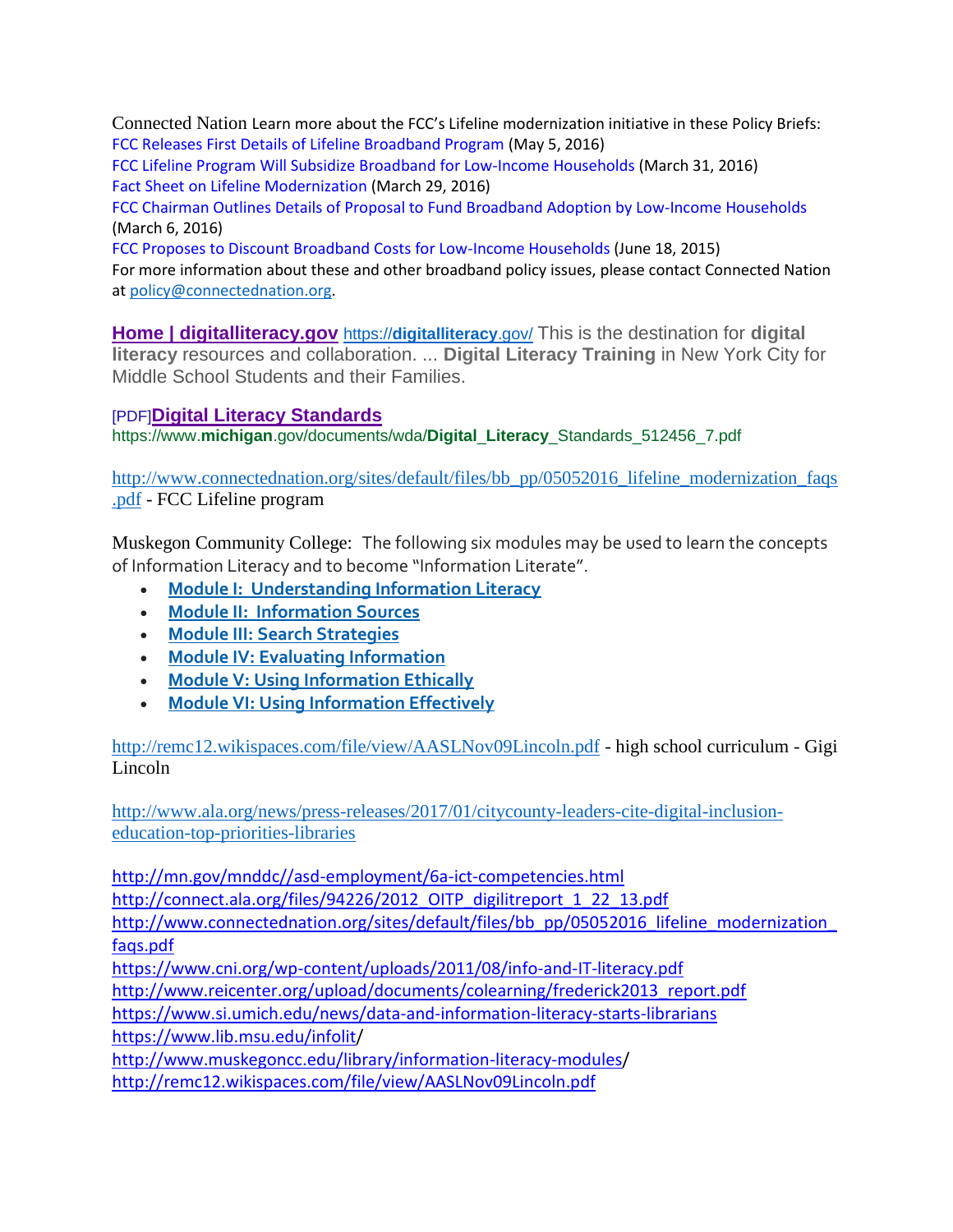Connected Nation Learn more about the FCC's Lifeline modernization initiative in these Policy Briefs:
FCC Releases First Details of Lifeline Broadband Program (May 5, 2016)
FCC Lifeline Program Will Subsidize Broadband for Low-Income Households (March 31, 2016)
Fact Sheet on Lifeline Modernization (March 29, 2016)
FCC Chairman Outlines Details of Proposal to Fund Broadband Adoption by Low-Income Households (March 6, 2016)
FCC Proposes to Discount Broadband Costs for Low-Income Households (June 18, 2015)
For more information about these and other broadband policy issues, please contact Connected Nation at policy@connectednation.org.

**Home | digitalliteracy.gov** https://**digitalliteracy**.gov/ This is the destination for **digital literacy** resources and collaboration. ... **Digital Literacy Training** in New York City for Middle School Students and their Families.

[PDF]**Digital Literacy Standards**
https://www.**michigan**.gov/documents/wda/**Digital_Literacy**_Standards_512456_7.pdf

http://www.connectednation.org/sites/default/files/bb_pp/05052016_lifeline_modernization_faqs.pdf - FCC Lifeline program

Muskegon Community College: The following six modules may be used to learn the concepts of Information Literacy and to become "Information Literate".

- **Module I: Understanding Information Literacy**
- **Module II: Information Sources**
- **Module III: Search Strategies**
- **Module IV: Evaluating Information**
- **Module V: Using Information Ethically**
- **Module VI: Using Information Effectively**

http://remc12.wikispaces.com/file/view/AASLNov09Lincoln.pdf - high school curriculum - Gigi Lincoln

http://www.ala.org/news/press-releases/2017/01/citycounty-leaders-cite-digital-inclusion-education-top-priorities-libraries

http://mn.gov/mnddc//asd-employment/6a-ict-competencies.html
http://connect.ala.org/files/94226/2012_OITP_digilitreport_1_22_13.pdf
http://www.connectednation.org/sites/default/files/bb_pp/05052016_lifeline_modernization_faqs.pdf
https://www.cni.org/wp-content/uploads/2011/08/info-and-IT-literacy.pdf
http://www.reicenter.org/upload/documents/colearning/frederick2013_report.pdf
https://www.si.umich.edu/news/data-and-information-literacy-starts-librarians
https://www.lib.msu.edu/infolit/
http://www.muskegoncc.edu/library/information-literacy-modules/
http://remc12.wikispaces.com/file/view/AASLNov09Lincoln.pdf